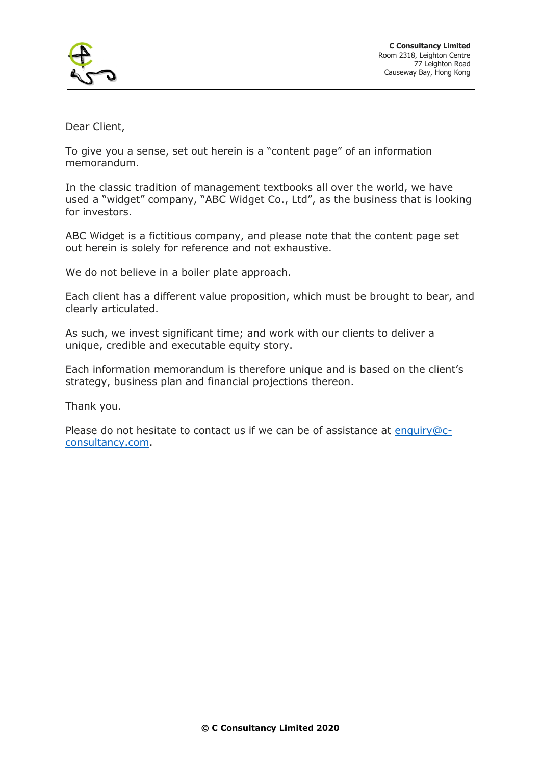**C Consultancy Limited**
Room 2318, Leighton Centre
77 Leighton Road
Causeway Bay, Hong Kong

Dear Client,

To give you a sense, set out herein is a "content page" of an information memorandum.

In the classic tradition of management textbooks all over the world, we have used a "widget" company, "ABC Widget Co., Ltd", as the business that is looking for investors.

ABC Widget is a fictitious company, and please note that the content page set out herein is solely for reference and not exhaustive.

We do not believe in a boiler plate approach.

Each client has a different value proposition, which must be brought to bear, and clearly articulated.

As such, we invest significant time; and work with our clients to deliver a unique, credible and executable equity story.

Each information memorandum is therefore unique and is based on the client's strategy, business plan and financial projections thereon.

Thank you.

Please do not hesitate to contact us if we can be of assistance at [enquiry@c-consultancy.com](mailto:enquiry@c-consultancy.com).

**© C Consultancy Limited 2020**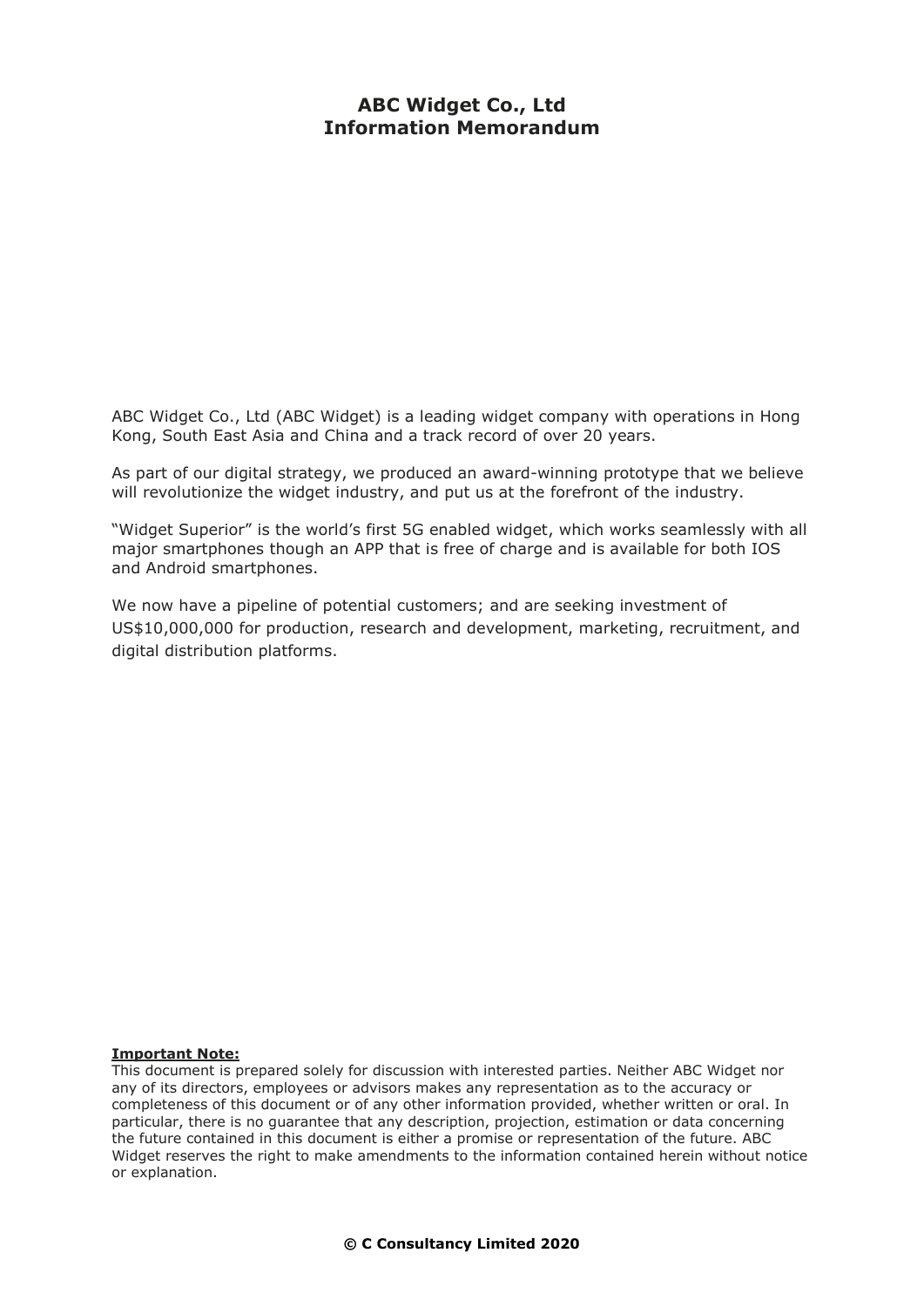# ABC Widget Co., Ltd
# Information Memorandum

ABC Widget Co., Ltd (ABC Widget) is a leading widget company with operations in Hong Kong, South East Asia and China and a track record of over 20 years.

As part of our digital strategy, we produced an award-winning prototype that we believe will revolutionize the widget industry, and put us at the forefront of the industry.

"Widget Superior" is the world's first 5G enabled widget, which works seamlessly with all major smartphones though an APP that is free of charge and is available for both IOS and Android smartphones.

We now have a pipeline of potential customers; and are seeking investment of US$10,000,000 for production, research and development, marketing, recruitment, and digital distribution platforms.

**Important Note:**

This document is prepared solely for discussion with interested parties. Neither ABC Widget nor any of its directors, employees or advisors makes any representation as to the accuracy or completeness of this document or of any other information provided, whether written or oral. In particular, there is no guarantee that any description, projection, estimation or data concerning the future contained in this document is either a promise or representation of the future. ABC Widget reserves the right to make amendments to the information contained herein without notice or explanation.

**© C Consultancy Limited 2020**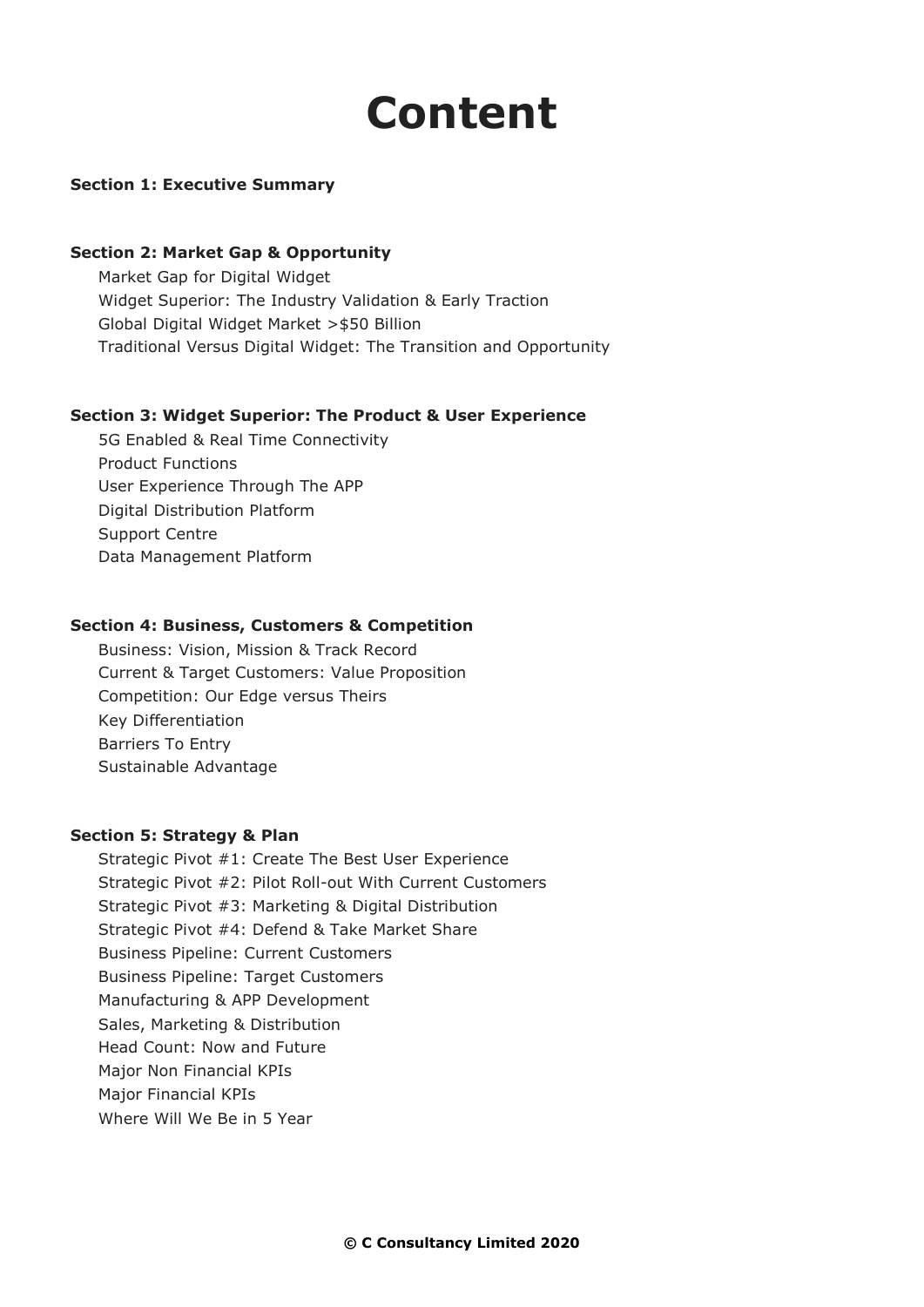# Content

**Section 1: Executive Summary**

**Section 2: Market Gap & Opportunity**

- Market Gap for Digital Widget
- Widget Superior: The Industry Validation & Early Traction
- Global Digital Widget Market >$50 Billion
- Traditional Versus Digital Widget: The Transition and Opportunity

**Section 3: Widget Superior: The Product & User Experience**

- 5G Enabled & Real Time Connectivity
- Product Functions
- User Experience Through The APP
- Digital Distribution Platform
- Support Centre
- Data Management Platform

**Section 4: Business, Customers & Competition**

- Business: Vision, Mission & Track Record
- Current & Target Customers: Value Proposition
- Competition: Our Edge versus Theirs
- Key Differentiation
- Barriers To Entry
- Sustainable Advantage

**Section 5: Strategy & Plan**

- Strategic Pivot #1: Create The Best User Experience
- Strategic Pivot #2: Pilot Roll-out With Current Customers
- Strategic Pivot #3: Marketing & Digital Distribution
- Strategic Pivot #4: Defend & Take Market Share
- Business Pipeline: Current Customers
- Business Pipeline: Target Customers
- Manufacturing & APP Development
- Sales, Marketing & Distribution
- Head Count: Now and Future
- Major Non Financial KPIs
- Major Financial KPIs
- Where Will We Be in 5 Year

**© C Consultancy Limited 2020**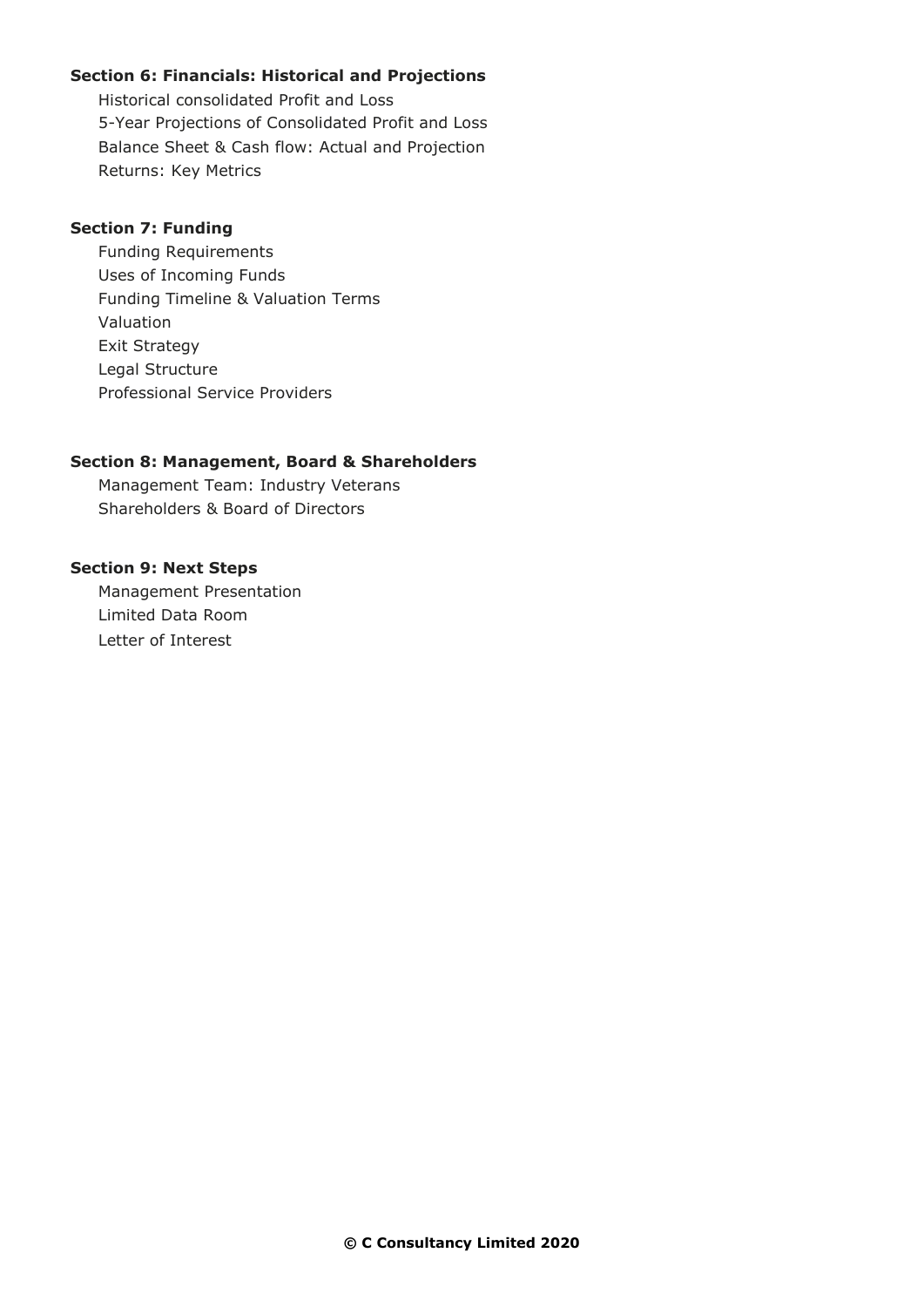**Section 6: Financials: Historical and Projections**

- Historical consolidated Profit and Loss
- 5-Year Projections of Consolidated Profit and Loss
- Balance Sheet & Cash flow: Actual and Projection
- Returns: Key Metrics

**Section 7: Funding**

- Funding Requirements
- Uses of Incoming Funds
- Funding Timeline & Valuation Terms
- Valuation
- Exit Strategy
- Legal Structure
- Professional Service Providers

**Section 8: Management, Board & Shareholders**

- Management Team: Industry Veterans
- Shareholders & Board of Directors

**Section 9: Next Steps**

- Management Presentation
- Limited Data Room
- Letter of Interest

**© C Consultancy Limited 2020**